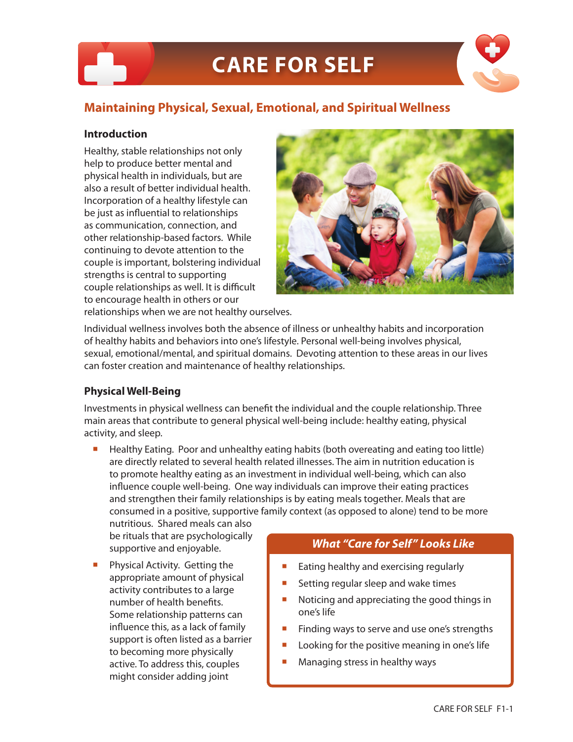# CARE FOR SELF

## Maintaining Physical, Sexual, Emotional, and Spiritual Wellness

### Introduction

Healthy, stable relationships not only help to produce better mental and physical health in individuals, but are also a result of better individual health. Incorporation of a healthy lifestyle can be just as influential to relationships as communication, connection, and other relationship-based factors. While continuing to devote attention to the couple is important, bolstering individual strengths is central to supporting couple relationships as well. It is difficult to encourage health in others or our relationships when we are not healthy ourselves.

Individual wellness involves both the absence of illness or unhealthy habits and incorporation of healthy habits and behaviors into one's lifestyle. Personal well-being involves physical, sexual, emotional/mental, and spiritual domains. Devoting attention to these areas in our lives can foster creation and maintenance of healthy relationships.

### Physical Well-Being

Investments in physical wellness can benefit the individual and the couple relationship. Three main areas that contribute to general physical well-being include: healthy eating, physical activity, and sleep.

- Healthy Eating. Poor and unhealthy eating habits (both overeating and eating too little) are directly related to several health related illnesses. The aim in nutrition education is to promote healthy eating as an investment in individual well-being, which can also influence couple well-being. One way individuals can improve their eating practices and strengthen their family relationships is by eating meals together. Meals that are consumed in a positive, supportive family context (as opposed to alone) tend to be more nutritious. Shared meals can also be rituals that are psychologically supportive and enjoyable.
- Physical Activity. Getting the appropriate amount of physical activity contributes to a large number of health benefits. Some relationship patterns can influence this, as a lack of family support is often listed as a barrier to becoming more physically active. To address this, couples might consider adding joint

#### *What "Care for Self" Looks Like*

- Eating healthy and exercising regularly
- Setting regular sleep and wake times
- Noticing and appreciating the good things in one's life
- Finding ways to serve and use one's strengths
- Looking for the positive meaning in one's life
- Managing stress in healthy ways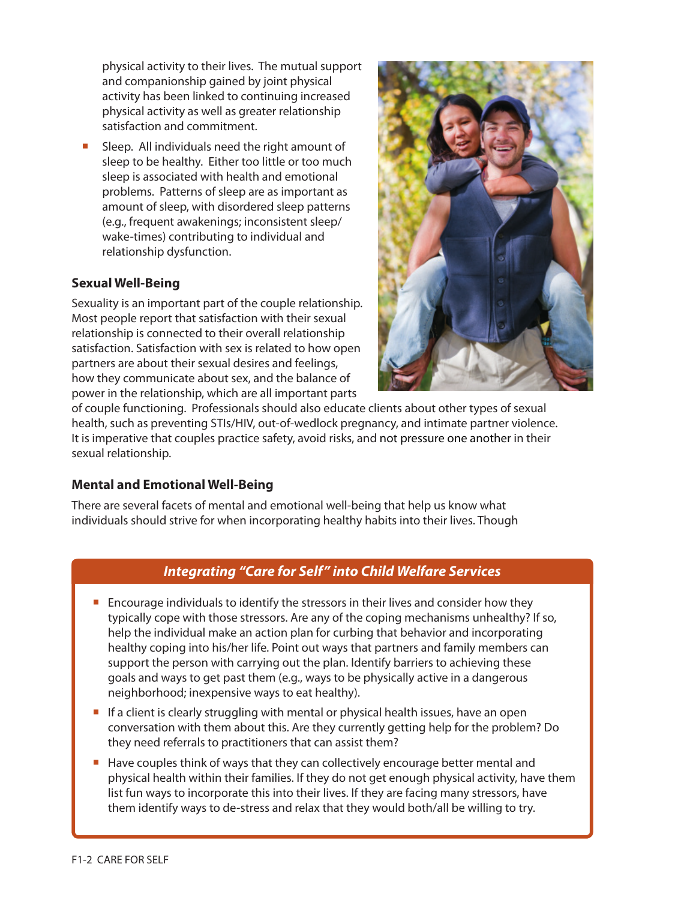physical activity to their lives. The mutual support and companionship gained by joint physical activity has been linked to continuing increased physical activity as well as greater relationship satisfaction and commitment.

- Sleep. All individuals need the right amount of sleep to be healthy. Either too little or too much sleep is associated with health and emotional problems. Patterns of sleep are as important as amount of sleep, with disordered sleep patterns (e.g., frequent awakenings; inconsistent sleep/wake-times) contributing to individual and relationship dysfunction.

### Sexual Well-Being

Sexuality is an important part of the couple relationship. Most people report that satisfaction with their sexual relationship is connected to their overall relationship satisfaction. Satisfaction with sex is related to how open partners are about their sexual desires and feelings, how they communicate about sex, and the balance of power in the relationship, which are all important parts of couple functioning. Professionals should also educate clients about other types of sexual health, such as preventing STIs/HIV, out-of-wedlock pregnancy, and intimate partner violence. It is imperative that couples practice safety, avoid risks, and not pressure one another in their sexual relationship.

### Mental and Emotional Well-Being

There are several facets of mental and emotional well-being that help us know what individuals should strive for when incorporating healthy habits into their lives. Though

### *Integrating "Care for Self" into Child Welfare Services*

- Encourage individuals to identify the stressors in their lives and consider how they typically cope with those stressors. Are any of the coping mechanisms unhealthy? If so, help the individual make an action plan for curbing that behavior and incorporating healthy coping into his/her life. Point out ways that partners and family members can support the person with carrying out the plan. Identify barriers to achieving these goals and ways to get past them (e.g., ways to be physically active in a dangerous neighborhood; inexpensive ways to eat healthy).
- If a client is clearly struggling with mental or physical health issues, have an open conversation with them about this. Are they currently getting help for the problem? Do they need referrals to practitioners that can assist them?
- Have couples think of ways that they can collectively encourage better mental and physical health within their families. If they do not get enough physical activity, have them list fun ways to incorporate this into their lives. If they are facing many stressors, have them identify ways to de-stress and relax that they would both/all be willing to try.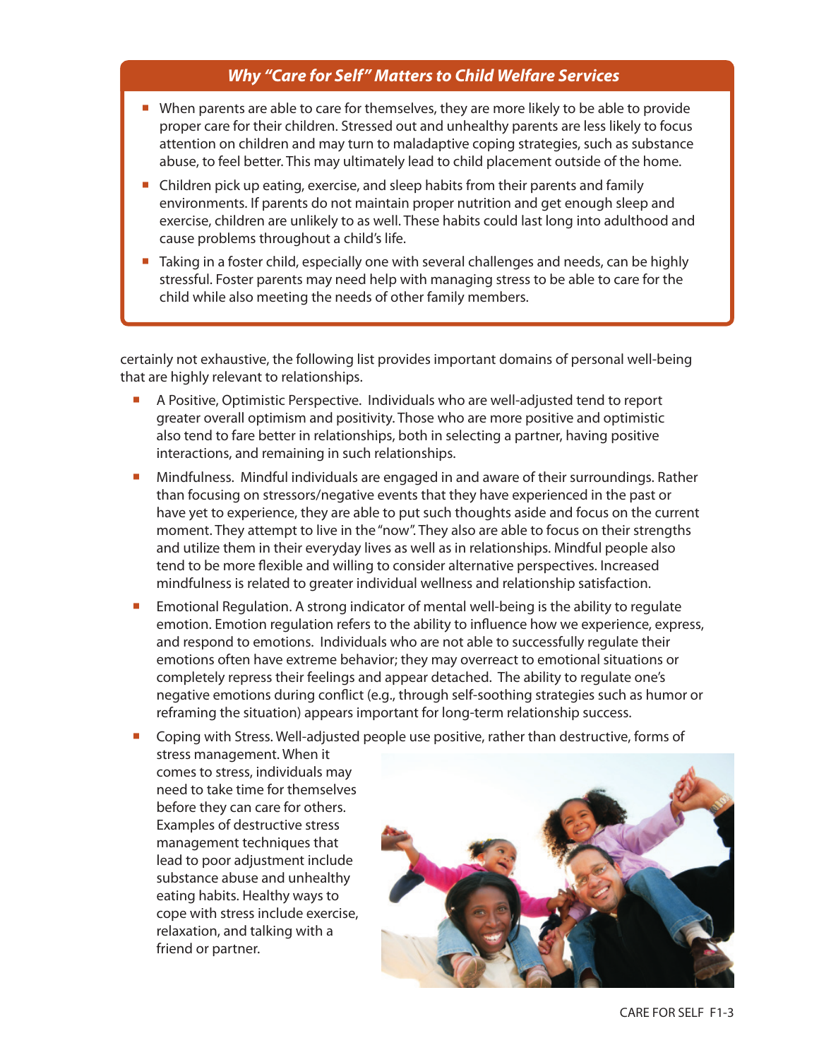### *Why "Care for Self" Matters to Child Welfare Services*

- When parents are able to care for themselves, they are more likely to be able to provide proper care for their children. Stressed out and unhealthy parents are less likely to focus attention on children and may turn to maladaptive coping strategies, such as substance abuse, to feel better. This may ultimately lead to child placement outside of the home.
- Children pick up eating, exercise, and sleep habits from their parents and family environments. If parents do not maintain proper nutrition and get enough sleep and exercise, children are unlikely to as well. These habits could last long into adulthood and cause problems throughout a child's life.
- Taking in a foster child, especially one with several challenges and needs, can be highly stressful. Foster parents may need help with managing stress to be able to care for the child while also meeting the needs of other family members.

certainly not exhaustive, the following list provides important domains of personal well-being that are highly relevant to relationships.

- A Positive, Optimistic Perspective. Individuals who are well-adjusted tend to report greater overall optimism and positivity. Those who are more positive and optimistic also tend to fare better in relationships, both in selecting a partner, having positive interactions, and remaining in such relationships.
- Mindfulness. Mindful individuals are engaged in and aware of their surroundings. Rather than focusing on stressors/negative events that they have experienced in the past or have yet to experience, they are able to put such thoughts aside and focus on the current moment. They attempt to live in the "now". They also are able to focus on their strengths and utilize them in their everyday lives as well as in relationships. Mindful people also tend to be more flexible and willing to consider alternative perspectives. Increased mindfulness is related to greater individual wellness and relationship satisfaction.
- Emotional Regulation. A strong indicator of mental well-being is the ability to regulate emotion. Emotion regulation refers to the ability to influence how we experience, express, and respond to emotions. Individuals who are not able to successfully regulate their emotions often have extreme behavior; they may overreact to emotional situations or completely repress their feelings and appear detached. The ability to regulate one's negative emotions during conflict (e.g., through self-soothing strategies such as humor or reframing the situation) appears important for long-term relationship success.
- Coping with Stress. Well-adjusted people use positive, rather than destructive, forms of stress management. When it comes to stress, individuals may need to take time for themselves before they can care for others. Examples of destructive stress management techniques that lead to poor adjustment include substance abuse and unhealthy eating habits. Healthy ways to cope with stress include exercise, relaxation, and talking with a friend or partner.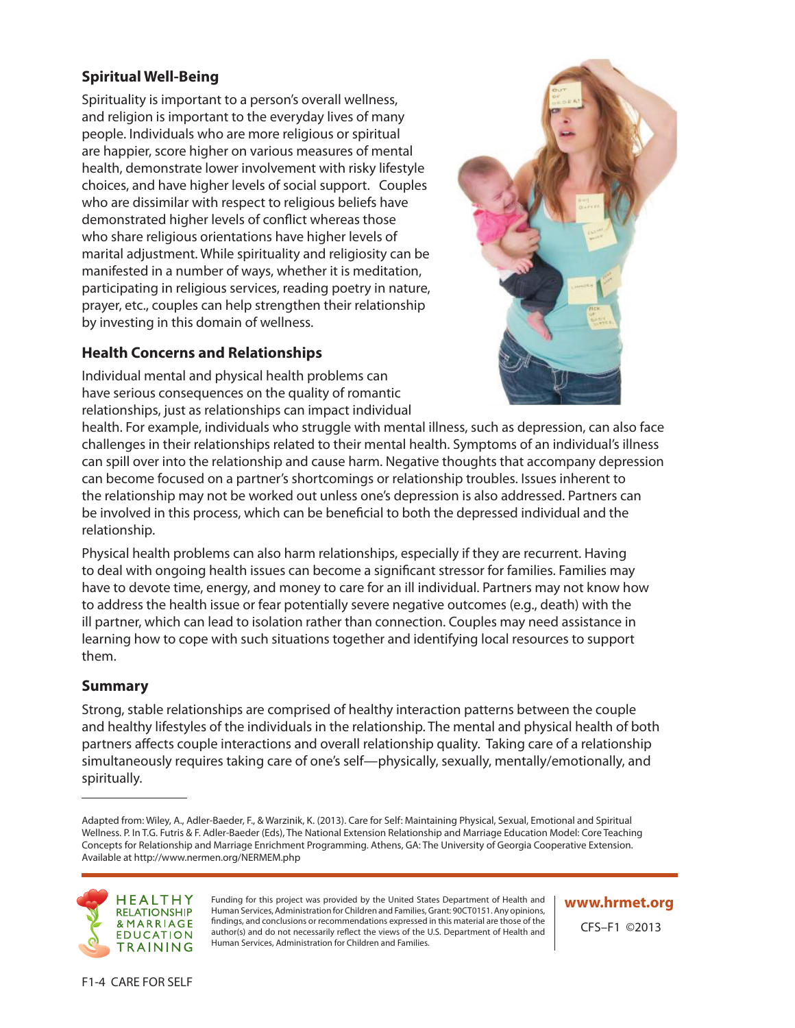### Spiritual Well-Being

Spirituality is important to a person's overall wellness, and religion is important to the everyday lives of many people. Individuals who are more religious or spiritual are happier, score higher on various measures of mental health, demonstrate lower involvement with risky lifestyle choices, and have higher levels of social support. Couples who are dissimilar with respect to religious beliefs have demonstrated higher levels of conflict whereas those who share religious orientations have higher levels of marital adjustment. While spirituality and religiosity can be manifested in a number of ways, whether it is meditation, participating in religious services, reading poetry in nature, prayer, etc., couples can help strengthen their relationship by investing in this domain of wellness.

### Health Concerns and Relationships

Individual mental and physical health problems can have serious consequences on the quality of romantic relationships, just as relationships can impact individual health. For example, individuals who struggle with mental illness, such as depression, can also face challenges in their relationships related to their mental health. Symptoms of an individual's illness can spill over into the relationship and cause harm. Negative thoughts that accompany depression can become focused on a partner's shortcomings or relationship troubles. Issues inherent to the relationship may not be worked out unless one's depression is also addressed. Partners can be involved in this process, which can be beneficial to both the depressed individual and the relationship.

Physical health problems can also harm relationships, especially if they are recurrent. Having to deal with ongoing health issues can become a significant stressor for families. Families may have to devote time, energy, and money to care for an ill individual. Partners may not know how to address the health issue or fear potentially severe negative outcomes (e.g., death) with the ill partner, which can lead to isolation rather than connection. Couples may need assistance in learning how to cope with such situations together and identifying local resources to support them.

### Summary

Strong, stable relationships are comprised of healthy interaction patterns between the couple and healthy lifestyles of the individuals in the relationship. The mental and physical health of both partners affects couple interactions and overall relationship quality. Taking care of a relationship simultaneously requires taking care of one's self—physically, sexually, mentally/emotionally, and spiritually.

---

Adapted from: Wiley, A., Adler-Baeder, F., & Warzinik, K. (2013). Care for Self: Maintaining Physical, Sexual, Emotional and Spiritual Wellness. P. In T.G. Futris & F. Adler-Baeder (Eds), The National Extension Relationship and Marriage Education Model: Core Teaching Concepts for Relationship and Marriage Enrichment Programming. Athens, GA: The University of Georgia Cooperative Extension. Available at http://www.nermen.org/NERMEM.php

HEALTHY RELATIONSHIP & MARRIAGE EDUCATION TRAINING

Funding for this project was provided by the United States Department of Health and Human Services, Administration for Children and Families, Grant: 90CT0151. Any opinions, findings, and conclusions or recommendations expressed in this material are those of the author(s) and do not necessarily reflect the views of the U.S. Department of Health and Human Services, Administration for Children and Families.

**www.hrmet.org**

CFS–F1 ©2013